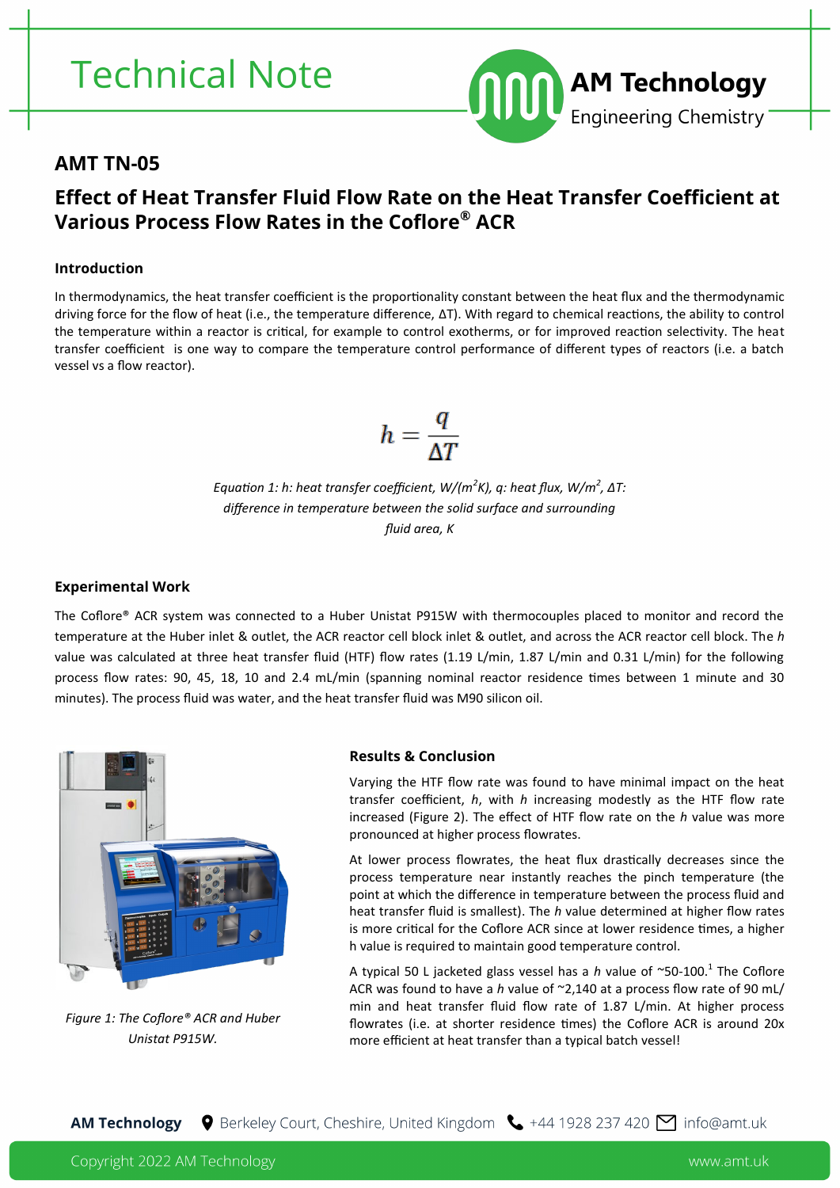# Technical Note

AM Technology
Engineering Chemistry

## AMT TN-05

## Effect of Heat Transfer Fluid Flow Rate on the Heat Transfer Coefficient at Various Process Flow Rates in the Coflore® ACR

### Introduction

In thermodynamics, the heat transfer coefficient is the proportionality constant between the heat flux and the thermodynamic driving force for the flow of heat (i.e., the temperature difference, ΔT). With regard to chemical reactions, the ability to control the temperature within a reactor is critical, for example to control exotherms, or for improved reaction selectivity. The heat transfer coefficient is one way to compare the temperature control performance of different types of reactors (i.e. a batch vessel vs a flow reactor).

$$h = \frac{q}{\Delta T}$$

*Equation 1: h: heat transfer coefficient, W/(m$^2$K), q: heat flux, W/m$^2$, ΔT: difference in temperature between the solid surface and surrounding fluid area, K*

### Experimental Work

The Coflore® ACR system was connected to a Huber Unistat P915W with thermocouples placed to monitor and record the temperature at the Huber inlet & outlet, the ACR reactor cell block inlet & outlet, and across the ACR reactor cell block. The *h* value was calculated at three heat transfer fluid (HTF) flow rates (1.19 L/min, 1.87 L/min and 0.31 L/min) for the following process flow rates: 90, 45, 18, 10 and 2.4 mL/min (spanning nominal reactor residence times between 1 minute and 30 minutes). The process fluid was water, and the heat transfer fluid was M90 silicon oil.

*Figure 1: The Coflore® ACR and Huber Unistat P915W.*

### Results & Conclusion

Varying the HTF flow rate was found to have minimal impact on the heat transfer coefficient, *h*, with *h* increasing modestly as the HTF flow rate increased (Figure 2). The effect of HTF flow rate on the *h* value was more pronounced at higher process flowrates.

At lower process flowrates, the heat flux drastically decreases since the process temperature near instantly reaches the pinch temperature (the point at which the difference in temperature between the process fluid and heat transfer fluid is smallest). The *h* value determined at higher flow rates is more critical for the Coflore ACR since at lower residence times, a higher h value is required to maintain good temperature control.

A typical 50 L jacketed glass vessel has a *h* value of ~50-100.[1] The Coflore ACR was found to have a *h* value of ~2,140 at a process flow rate of 90 mL/min and heat transfer fluid flow rate of 1.87 L/min. At higher process flowrates (i.e. at shorter residence times) the Coflore ACR is around 20x more efficient at heat transfer than a typical batch vessel!

**AM Technology** Berkeley Court, Cheshire, United Kingdom +44 1928 237 420 info@amt.uk

Copyright 2022 AM Technology www.amt.uk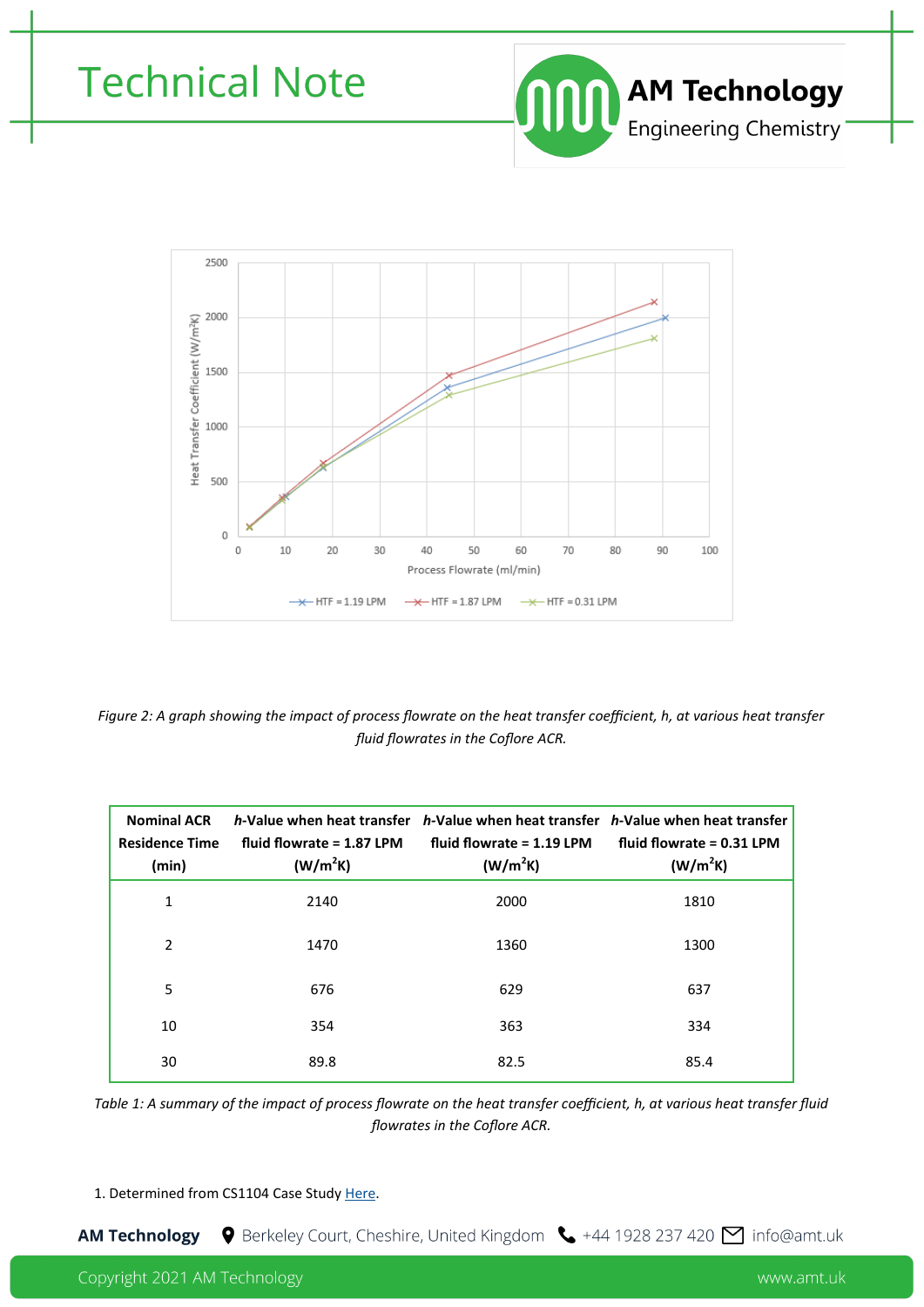# Technical Note

Heat Transfer Coefficient (W/m²K)

2500
2000
1500
1000
500
0

0 10 20 30 40 50 60 70 80 90 100

Process Flowrate (ml/min)

HTF = 1.19 LPM
HTF = 1.87 LPM
HTF = 0.31 LPM

*Figure 2: A graph showing the impact of process flowrate on the heat transfer coefficient, h, at various heat transfer fluid flowrates in the Coflore ACR.*

| Nominal ACR Residence Time (min) | *h*-Value when heat transfer fluid flowrate = 1.87 LPM ($W/m^2K$) | *h*-Value when heat transfer fluid flowrate = 1.19 LPM ($W/m^2K$) | *h*-Value when heat transfer fluid flowrate = 0.31 LPM ($W/m^2K$) |
|---|---|---|---|
| 1 | 2140 | 2000 | 1810 |
| 2 | 1470 | 1360 | 1300 |
| 5 | 676 | 629 | 637 |
| 10 | 354 | 363 | 334 |
| 30 | 89.8 | 82.5 | 85.4 |

*Table 1: A summary of the impact of process flowrate on the heat transfer coefficient, h, at various heat transfer fluid flowrates in the Coflore ACR.*

1. Determined from CS1104 Case Study Here.

**AM Technology** Berkeley Court, Cheshire, United Kingdom +44 1928 237 420 info@amt.uk

Copyright 2021 AM Technology www.amt.uk